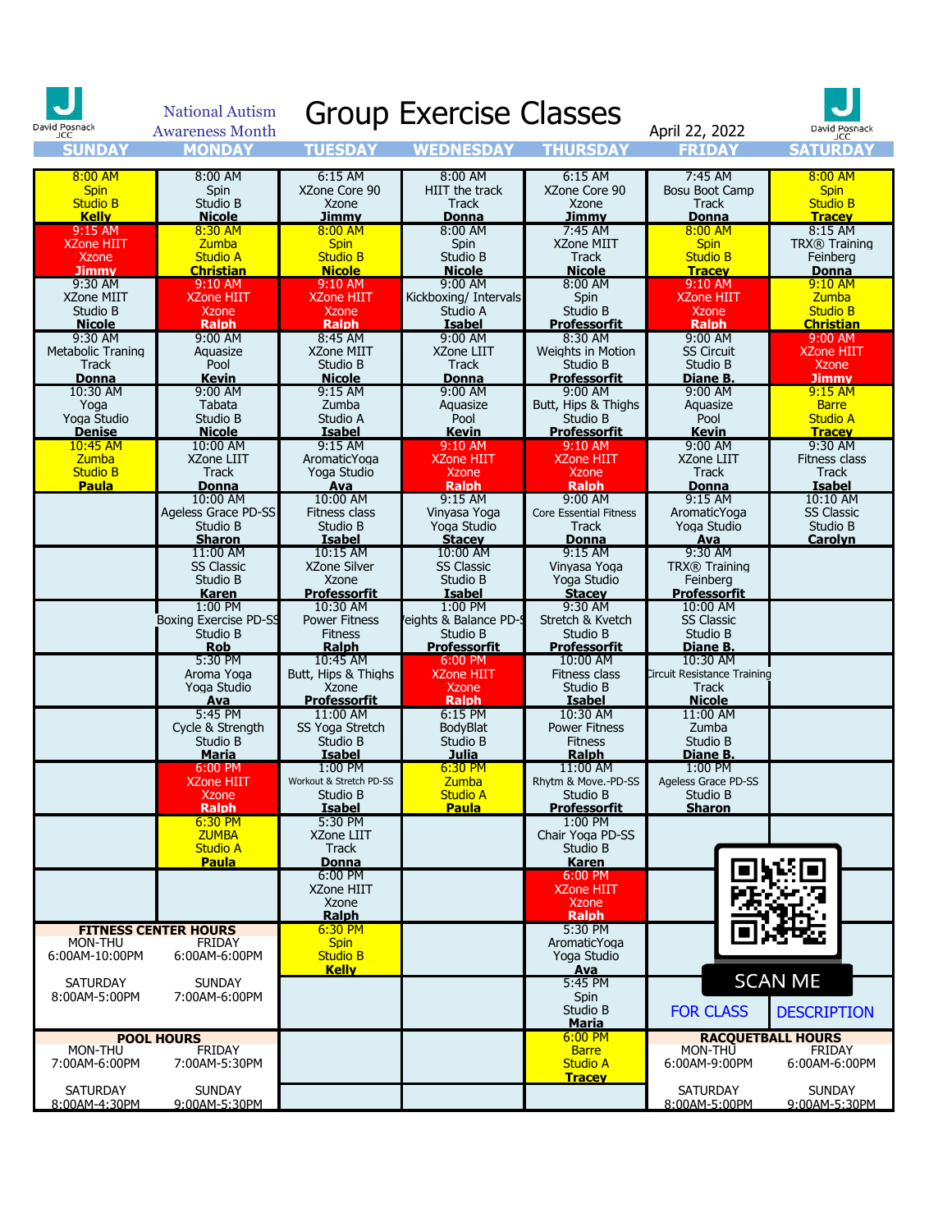# Group Exercise Classes

David Posnack JCC

National Autism Awareness Month

April 22, 2022

| SUNDAY | MONDAY | TUESDAY | WEDNESDAY | THURSDAY | FRIDAY | SATURDAY |
|---|---|---|---|---|---|---|
| 8:00 AM Spin Studio B **Kelly** | 8:00 AM Spin Studio B **Nicole** | 6:15 AM XZone Core 90 Xzone **Jimmy** | 8:00 AM HIIT the track Track **Donna** | 6:15 AM XZone Core 90 Xzone **Jimmy** | 7:45 AM Bosu Boot Camp Track **Donna** | 8:00 AM Spin Studio B **Tracey** |
| 9:15 AM XZone HIIT Xzone **Jimmy** | 8:30 AM Zumba Studio A **Christian** | 8:00 AM Spin Studio B **Nicole** | 8:00 AM Spin Studio B **Nicole** | 7:45 AM XZone MIIT Track **Nicole** | 8:00 AM Spin Studio B **Tracey** | 8:15 AM TRX® Training Feinberg **Donna** |
| 9:30 AM XZone MIIT Studio B **Nicole** | 9:10 AM XZone HIIT Xzone **Ralph** | 9:10 AM XZone HIIT Xzone **Ralph** | 9:00 AM Kickboxing/ Intervals Studio A **Isabel** | 8:00 AM Spin Studio B **Professorfit** | 9:10 AM XZone HIIT Xzone **Ralph** | 9:10 AM Zumba Studio B **Christian** |
| 9:30 AM Metabolic Traning Track **Donna** | 9:00 AM Aquasize Pool **Kevin** | 8:45 AM XZone MIIT Studio B **Nicole** | 9:00 AM XZone LIIT Track **Donna** | 8:30 AM Weights in Motion Studio B **Professorfit** | 9:00 AM SS Circuit Studio B **Diane B.** | 9:00 AM XZone HIIT Xzone **Jimmy** |
| 10:30 AM Yoga Yoga Studio **Denise** | 9:00 AM Tabata Studio B **Nicole** | 9:15 AM Zumba Studio A **Isabel** | 9:00 AM Aquasize Pool **Kevin** | 9:00 AM Butt, Hips & Thighs Studio B **Professorfit** | 9:00 AM Aquasize Pool **Kevin** | 9:15 AM Barre Studio A **Tracey** |
| 10:45 AM Zumba Studio B **Paula** | 10:00 AM XZone LIIT Track **Donna** | 9:15 AM AromaticYoga Yoga Studio **Ava** | 9:10 AM XZone HIIT Xzone **Ralph** | 9:10 AM XZone HIIT Xzone **Ralph** | 9:00 AM XZone LIIT Track **Donna** | 9:30 AM Fitness class Track **Isabel** |
| | 10:00 AM Ageless Grace PD-SS Studio B **Sharon** | 10:00 AM Fitness class Studio B **Isabel** | 9:15 AM Vinyasa Yoga Yoga Studio **Stacey** | 9:00 AM Core Essential Fitness Track **Donna** | 9:15 AM AromaticYoga Yoga Studio **Ava** | 10:10 AM SS Classic Studio B **Carolyn** |
| | 11:00 AM SS Classic Studio B **Karen** | 10:15 AM XZone Silver Xzone **Professorfit** | 10:00 AM SS Classic Studio B **Isabel** | 9:15 AM Vinyasa Yoga Yoga Studio **Stacey** | 9:30 AM TRX® Training Feinberg **Professorfit** | |
| | 1:00 PM Boxing Exercise PD-SS Studio B **Rob** | 10:30 AM Power Fitness Fitness **Ralph** | 1:00 PM Weights & Balance PD-SS Studio B **Professorfit** | 9:30 AM Stretch & Kvetch Studio B **Professorfit** | 10:00 AM SS Classic Studio B **Diane B.** | |
| | 5:30 PM Aroma Yoga Yoga Studio **Ava** | 10:45 AM Butt, Hips & Thighs Xzone **Professorfit** | 6:00 PM XZone HIIT Xzone **Ralph** | 10:00 AM Fitness class Studio B **Isabel** | 10:30 AM Circuit Resistance Training Track **Nicole** | |
| | 5:45 PM Cycle & Strength Studio B **Maria** | 11:00 AM SS Yoga Stretch Studio B **Isabel** | 6:15 PM BodyBlat Studio B **Julia** | 10:30 AM Power Fitness Fitness **Ralph** | 11:00 AM Zumba Studio B **Diane B.** | |
| | 6:00 PM XZone HIIT Xzone **Ralph** | 1:00 PM Workout & Stretch PD-SS Studio B **Isabel** | 6:30 PM Zumba Studio A **Paula** | 11:00 AM Rhytm & Move.-PD-SS Studio B **Professorfit** | 1:00 PM Ageless Grace PD-SS Studio B **Sharon** | |
| | 6:30 PM ZUMBA Studio A **Paula** | 5:30 PM XZone LIIT Track **Donna** | | 1:00 PM Chair Yoga PD-SS Studio B **Karen** | | |
| | | 6:00 PM XZone HIIT Xzone **Ralph** | | 6:00 PM XZone HIIT Xzone **Ralph** | | |
| | | 6:30 PM Spin Studio B **Kelly** | | 5:30 PM AromaticYoga Yoga Studio **Ava** | | |
| | | | | 5:45 PM Spin Studio B **Maria** | | |
| | | | | 6:00 PM Barre Studio A **Tracey** | | |

SCAN ME FOR CLASS DESCRIPTION

**FITNESS CENTER HOURS**

| MON-THU | FRIDAY |
|---|---|
| 6:00AM-10:00PM | 6:00AM-6:00PM |
| SATURDAY | SUNDAY |
| 8:00AM-5:00PM | 7:00AM-6:00PM |

**POOL HOURS**

| MON-THU | FRIDAY |
|---|---|
| 7:00AM-6:00PM | 7:00AM-5:30PM |
| SATURDAY | SUNDAY |
| 8:00AM-4:30PM | 9:00AM-5:30PM |

**RACQUETBALL HOURS**

| MON-THU | FRIDAY |
|---|---|
| 6:00AM-9:00PM | 6:00AM-6:00PM |
| SATURDAY | SUNDAY |
| 8:00AM-5:00PM | 9:00AM-5:30PM |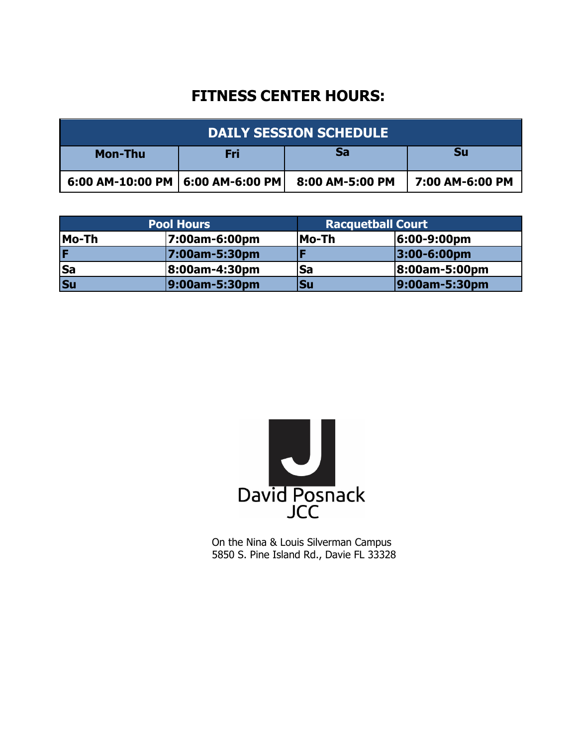# FITNESS CENTER HOURS:

| DAILY SESSION SCHEDULE | | | |
|---|---|---|---|
| **Mon-Thu** | **Fri** | **Sa** | **Su** |
| 6:00 AM-10:00 PM | 6:00 AM-6:00 PM | 8:00 AM-5:00 PM | 7:00 AM-6:00 PM |

| Pool Hours | | Racquetball Court | |
|---|---|---|---|
| Mo-Th | 7:00am-6:00pm | Mo-Th | 6:00-9:00pm |
| F | 7:00am-5:30pm | F | 3:00-6:00pm |
| Sa | 8:00am-4:30pm | Sa | 8:00am-5:00pm |
| Su | 9:00am-5:30pm | Su | 9:00am-5:30pm |

David Posnack JCC

On the Nina & Louis Silverman Campus
5850 S. Pine Island Rd., Davie FL 33328